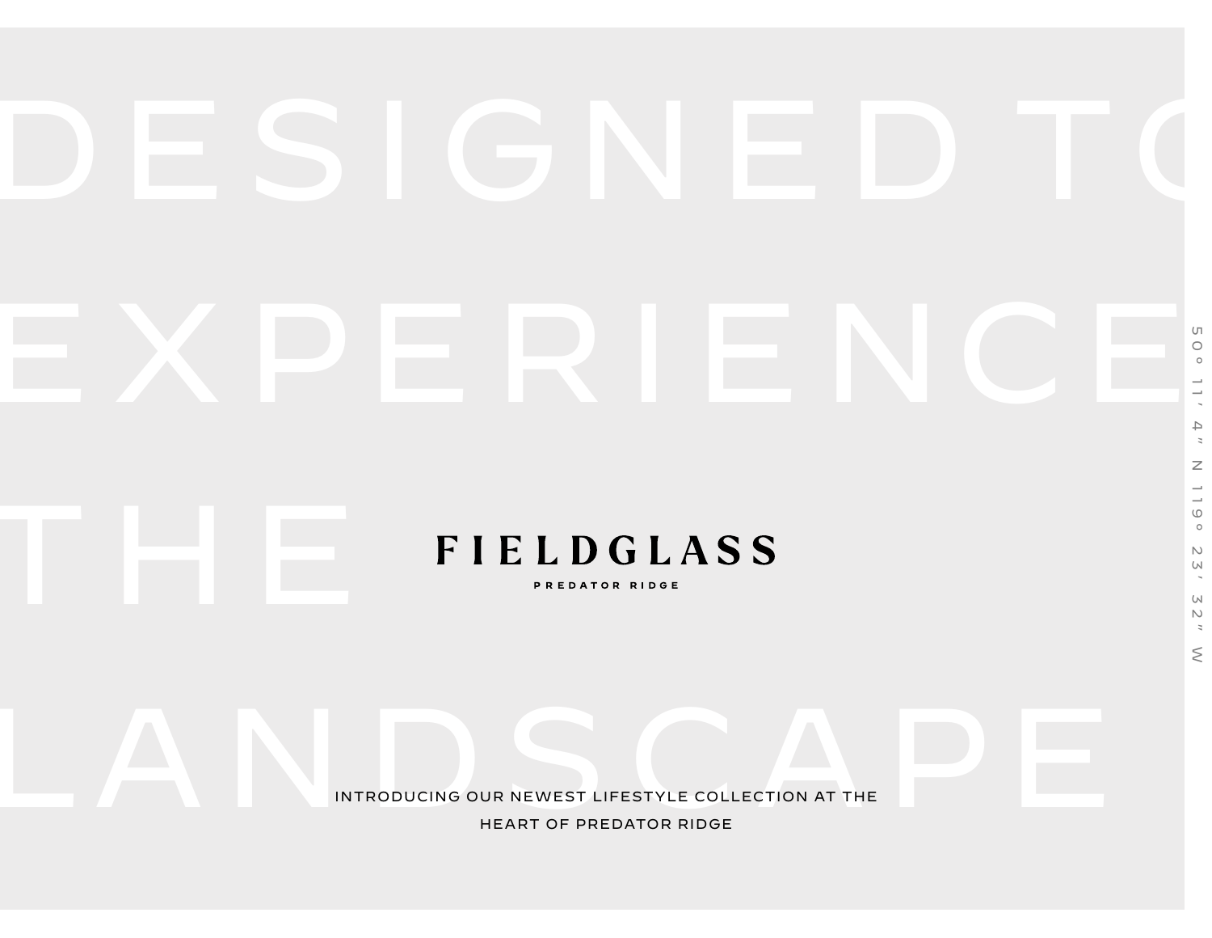# DESIGNED TO EXPERIENCE THE LANDSCAPE

**FIELDGLASS**

PREDATOR RIDGE

INTRODUCING OUR NEWEST LIFESTYLE COLLECTION AT THE HEART OF PREDATOR RIDGE

50° 11′ 4″ N 119° 23′ 32″ W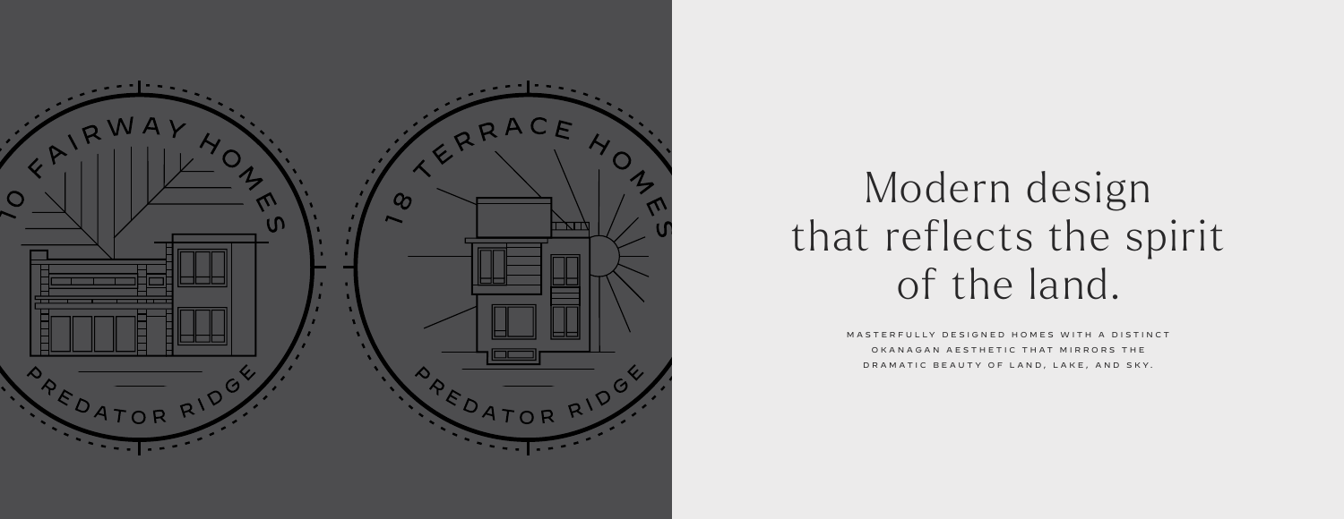# Modern design that reflects the spirit of the land.

MASTERFULLY DESIGNED HOMES WITH A DISTINCT OKANAGAN AESTHETIC THAT MIRRORS THE DRAMATIC BEAUTY OF LAND, LAKE, AND SKY.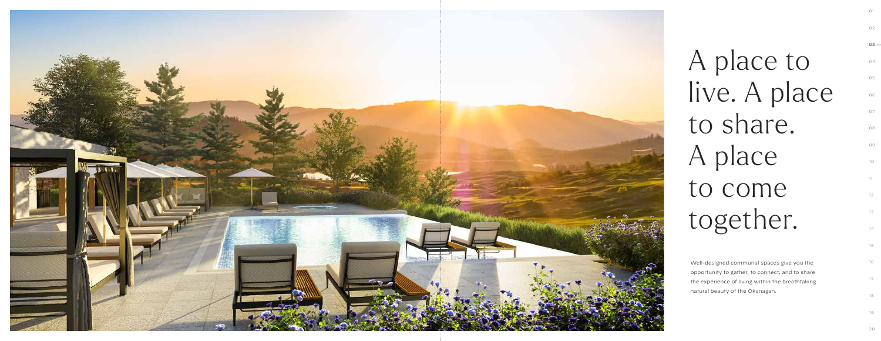# A place to live. A place to share. A place to come together.

Well-designed communal spaces give you the opportunity to gather, to connect, and to share the experience of living within the breathtaking natural beauty of the Okanagan.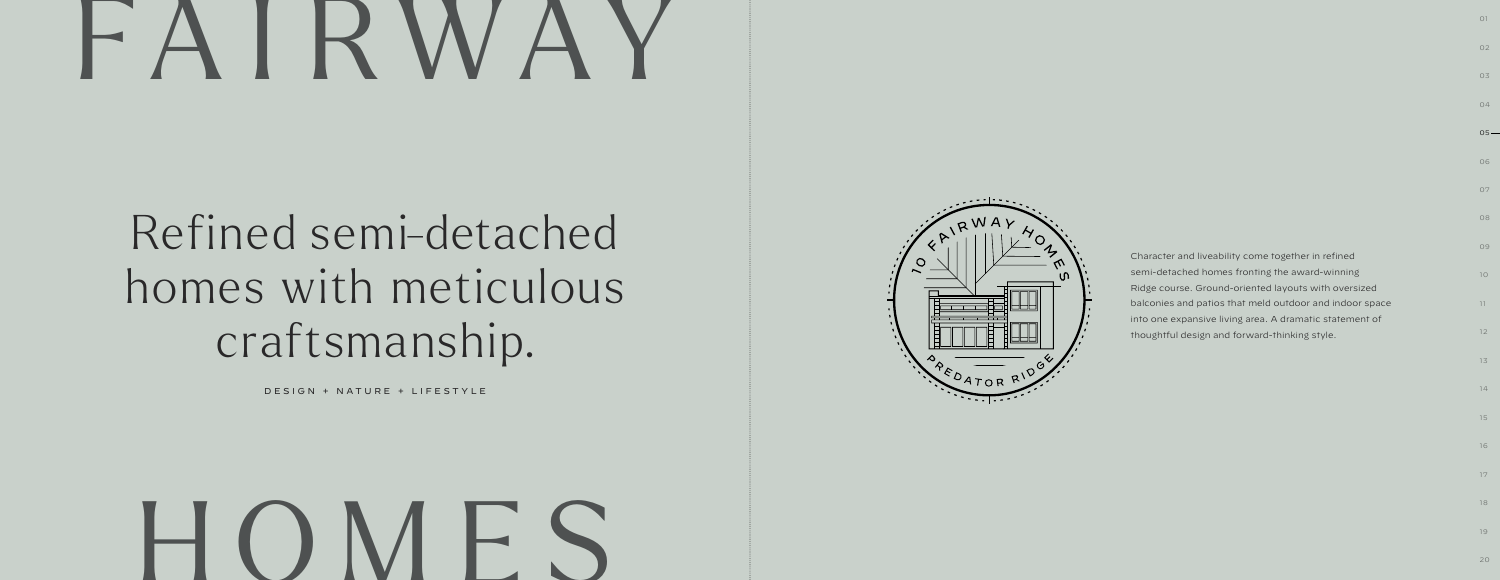# FAIRWAY

## Refined semi-detached homes with meticulous craftsmanship.

DESIGN + NATURE + LIFESTYLE

# HOMES

10 FAIRWAY HOMES

PREDATOR RIDGE

Character and liveability come together in refined semi-detached homes fronting the award-winning Ridge course. Ground-oriented layouts with oversized balconies and patios that meld outdoor and indoor space into one expansive living area. A dramatic statement of thoughtful design and forward-thinking style.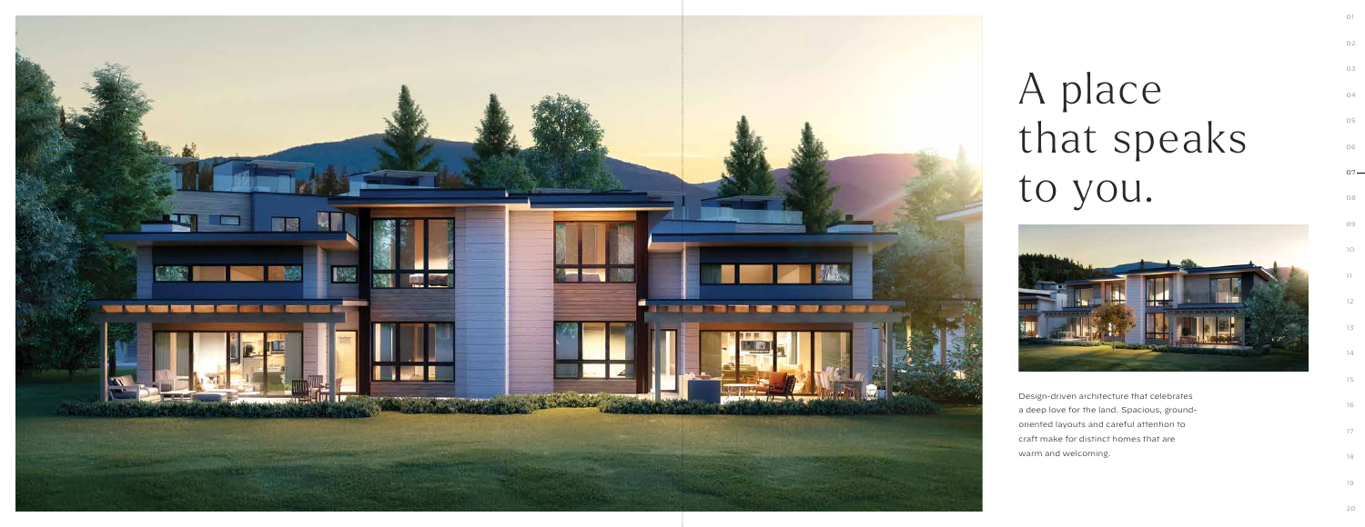# A place that speaks to you.

Design-driven architecture that celebrates a deep love for the land. Spacious, ground-oriented layouts and careful attention to craft make for distinct homes that are warm and welcoming.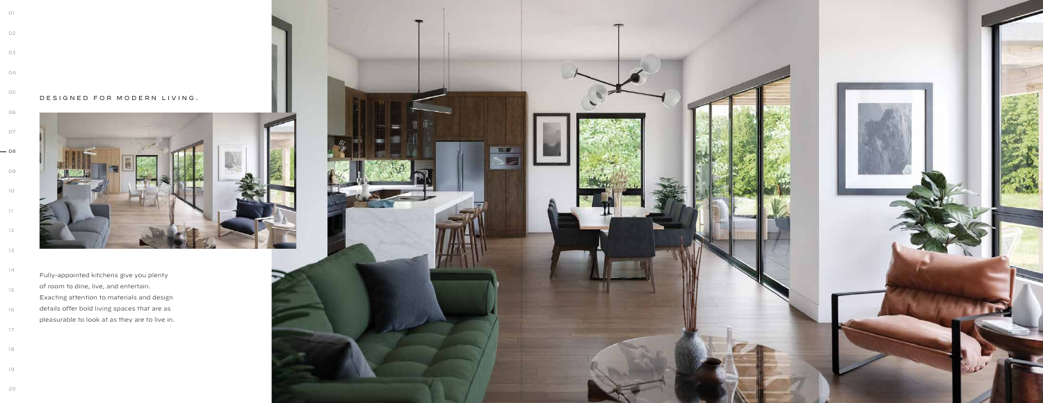## DESIGNED FOR MODERN LIVING.

Fully-appointed kitchens give you plenty of room to dine, live, and entertain. Exacting attention to materials and design details offer bold living spaces that are as pleasurable to look at as they are to live in.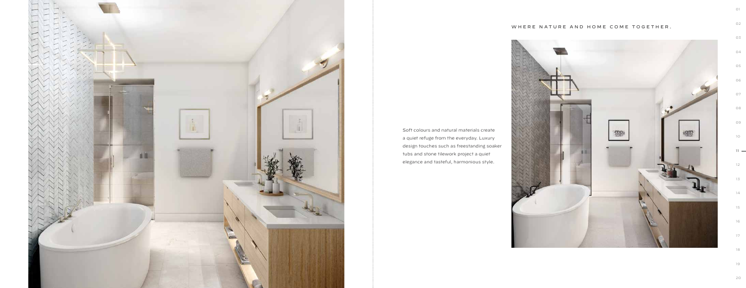## WHERE NATURE AND HOME COME TOGETHER.

Soft colours and natural materials create a quiet refuge from the everyday. Luxury design touches such as freestanding soaker tubs and stone tilework project a quiet elegance and tasteful, harmonious style.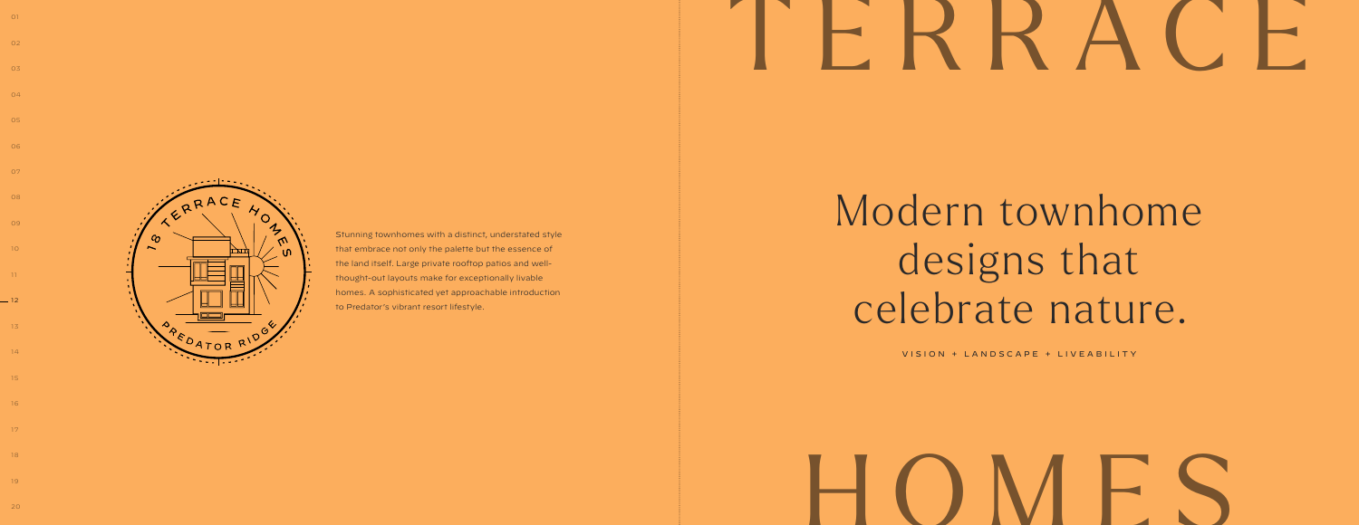# TERRACE HOMES

Stunning townhomes with a distinct, understated style that embrace not only the palette but the essence of the land itself. Large private rooftop patios and well-thought-out layouts make for exceptionally livable homes. A sophisticated yet approachable introduction to Predator's vibrant resort lifestyle.

## Modern townhome designs that celebrate nature.

VISION + LANDSCAPE + LIVEABILITY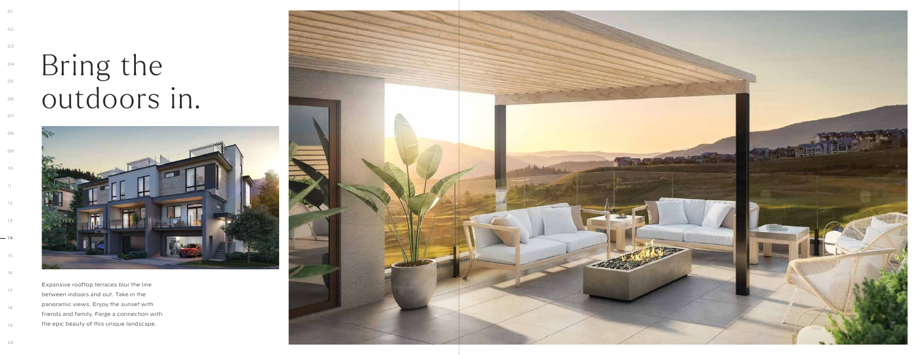# Bring the outdoors in.

Expansive rooftop terraces blur the line between indoors and out. Take in the panoramic views. Enjoy the sunset with friends and family. Forge a connection with the epic beauty of this unique landscape.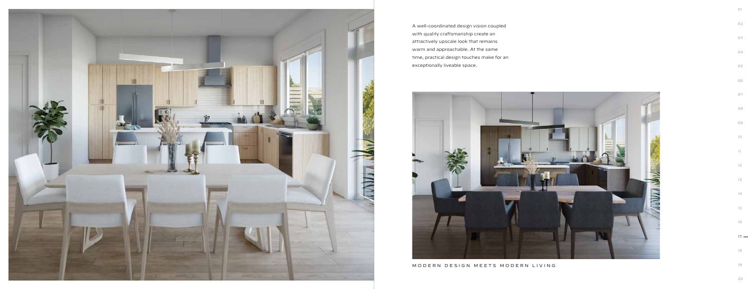A well-coordinated design vision coupled with quality craftsmanship create an attractively upscale look that remains warm and approachable. At the same time, practical design touches make for an exceptionally liveable space.

MODERN DESIGN MEETS MODERN LIVING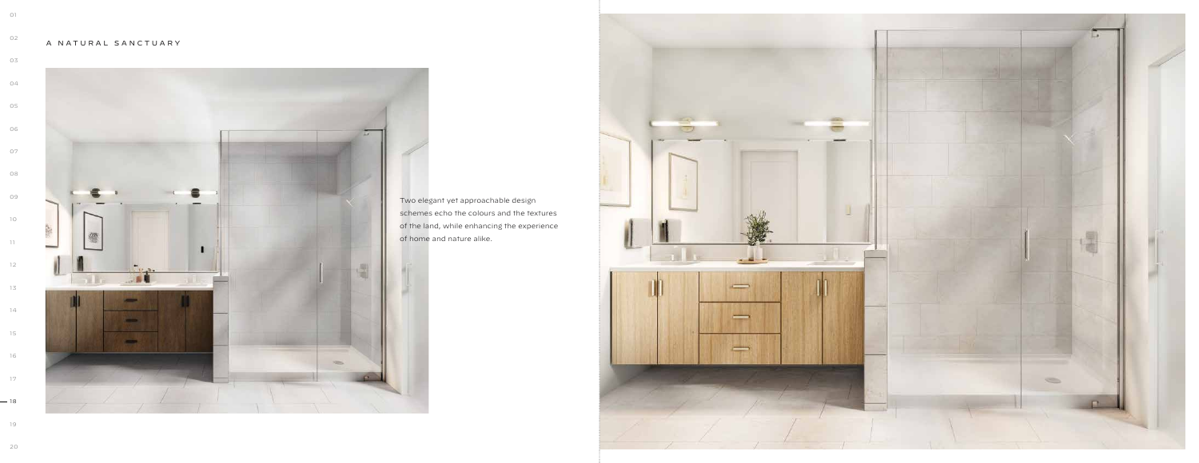## A NATURAL SANCTUARY

Two elegant yet approachable design schemes echo the colours and the textures of the land, while enhancing the experience of home and nature alike.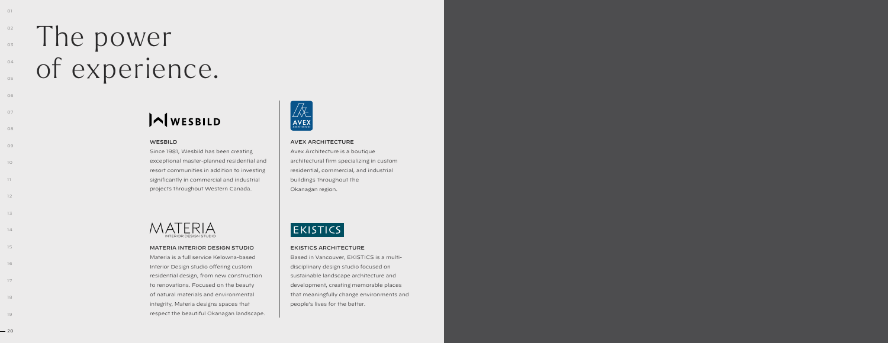# The power of experience.

WESBILD

### WESBILD

Since 1981, Wesbild has been creating exceptional master-planned residential and resort communities in addition to investing significantly in commercial and industrial projects throughout Western Canada.

MATERIA
INTERIOR DESIGN STUDIO

### MATERIA INTERIOR DESIGN STUDIO

Materia is a full service Kelowna-based Interior Design studio offering custom residential design, from new construction to renovations. Focused on the beauty of natural materials and environmental integrity, Materia designs spaces that respect the beautiful Okanagan landscape.

AVEX
ARCHITECTURE

### AVEX ARCHITECTURE

Avex Architecture is a boutique architectural firm specializing in custom residential, commercial, and industrial buildings throughout the Okanagan region.

EKISTICS

### EKISTICS ARCHITECTURE

Based in Vancouver, EKISTICS is a multi-disciplinary design studio focused on sustainable landscape architecture and development, creating memorable places that meaningfully change environments and people's lives for the better.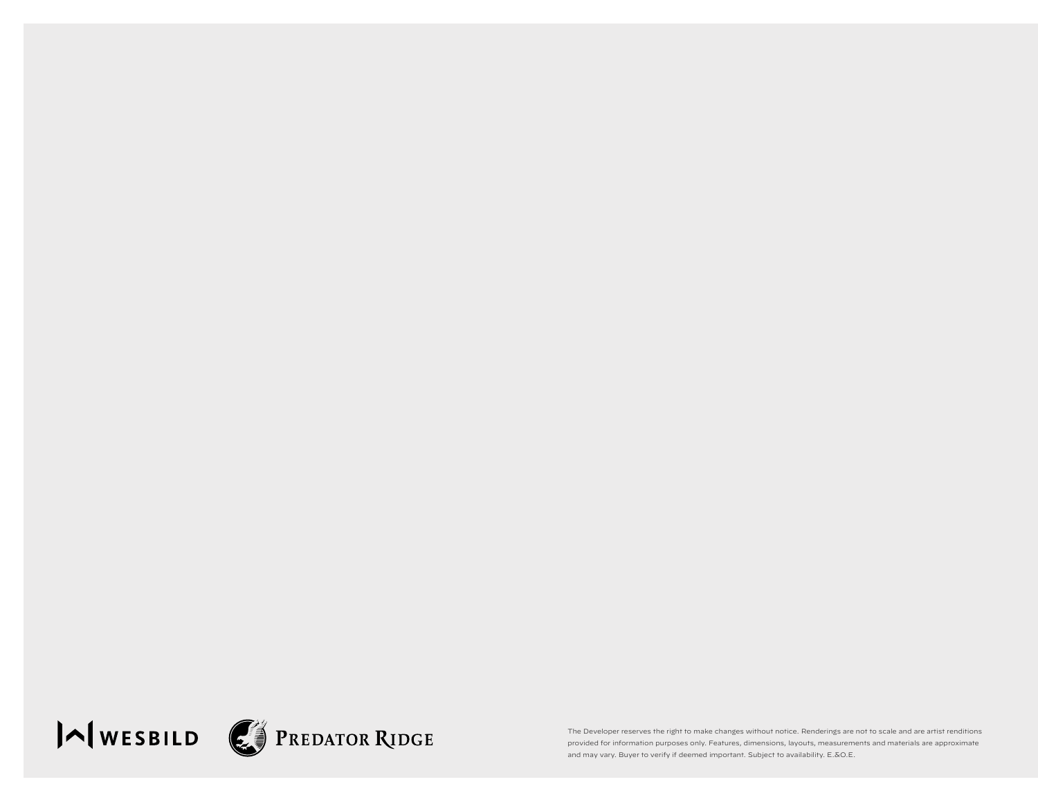WESBILD

PREDATOR RIDGE

The Developer reserves the right to make changes without notice. Renderings are not to scale and are artist renditions provided for information purposes only. Features, dimensions, layouts, measurements and materials are approximate and may vary. Buyer to verify if deemed important. Subject to availability. E.&O.E.